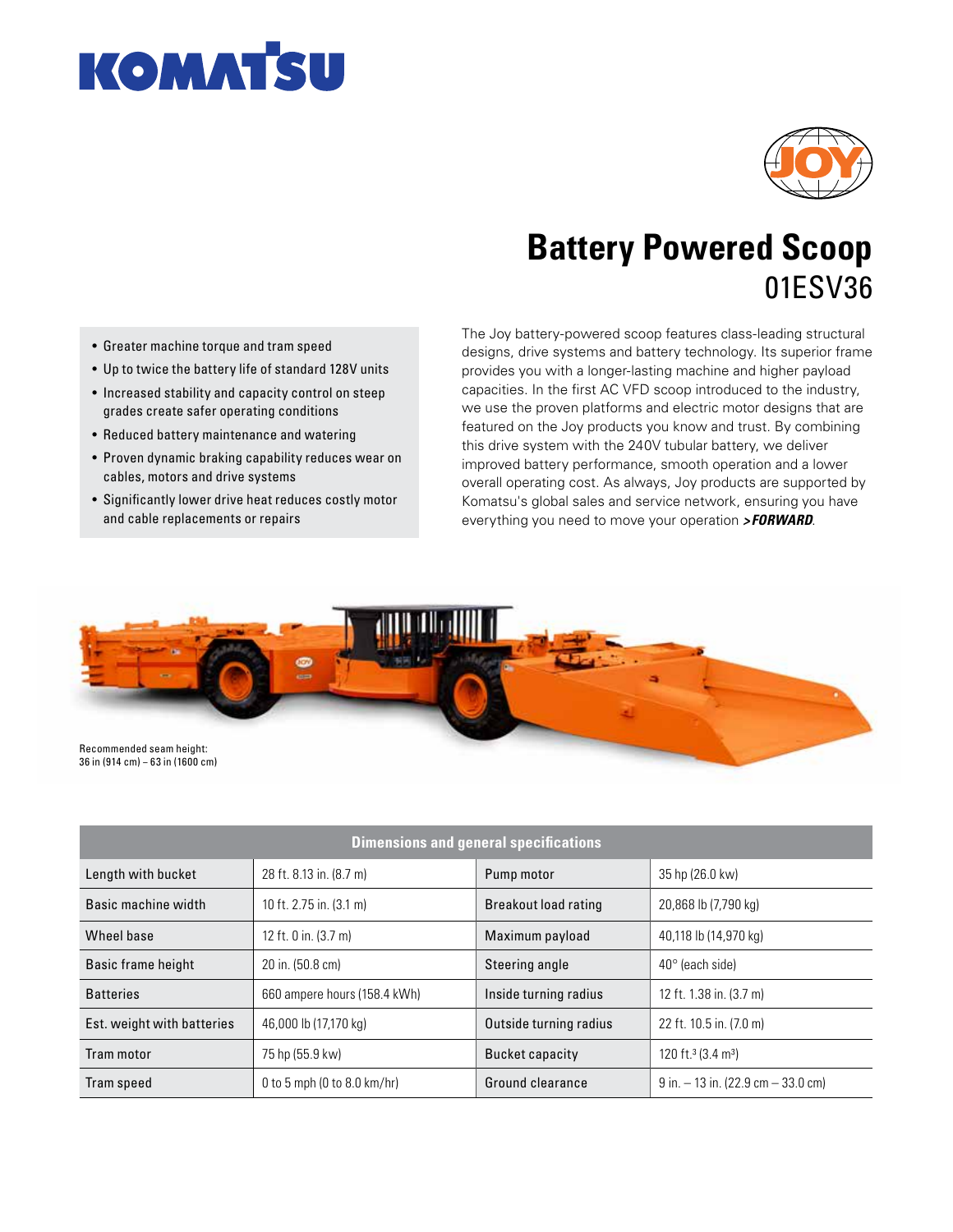# Battery Powered Scoop

## 01ESV36

- Greater machine torque and tram speed
- Up to twice the battery life of standard 128V units
- Increased stability and capacity control on steep grades create safer operating conditions
- Reduced battery maintenance and watering
- Proven dynamic braking capability reduces wear on cables, motors and drive systems
- Significantly lower drive heat reduces costly motor and cable replacements or repairs

The Joy battery-powered scoop features class-leading structural designs, drive systems and battery technology. Its superior frame provides you with a longer-lasting machine and higher payload capacities. In the first AC VFD scoop introduced to the industry, we use the proven platforms and electric motor designs that are featured on the Joy products you know and trust. By combining this drive system with the 240V tubular battery, we deliver improved battery performance, smooth operation and a lower overall operating cost. As always, Joy products are supported by Komatsu's global sales and service network, ensuring you have everything you need to move your operation ***>FORWARD***.

Recommended seam height:
36 in (914 cm) – 63 in (1600 cm)

| Dimensions and general specifications | | | |
|---|---|---|---|
| Length with bucket | 28 ft. 8.13 in. (8.7 m) | Pump motor | 35 hp (26.0 kw) |
| Basic machine width | 10 ft. 2.75 in. (3.1 m) | Breakout load rating | 20,868 lb (7,790 kg) |
| Wheel base | 12 ft. 0 in. (3.7 m) | Maximum payload | 40,118 lb (14,970 kg) |
| Basic frame height | 20 in. (50.8 cm) | Steering angle | 40° (each side) |
| Batteries | 660 ampere hours (158.4 kWh) | Inside turning radius | 12 ft. 1.38 in. (3.7 m) |
| Est. weight with batteries | 46,000 lb (17,170 kg) | Outside turning radius | 22 ft. 10.5 in. (7.0 m) |
| Tram motor | 75 hp (55.9 kw) | Bucket capacity | 120 $ft.^3$ (3.4 $m^3$) |
| Tram speed | 0 to 5 mph (0 to 8.0 km/hr) | Ground clearance | 9 in. – 13 in. (22.9 cm – 33.0 cm) |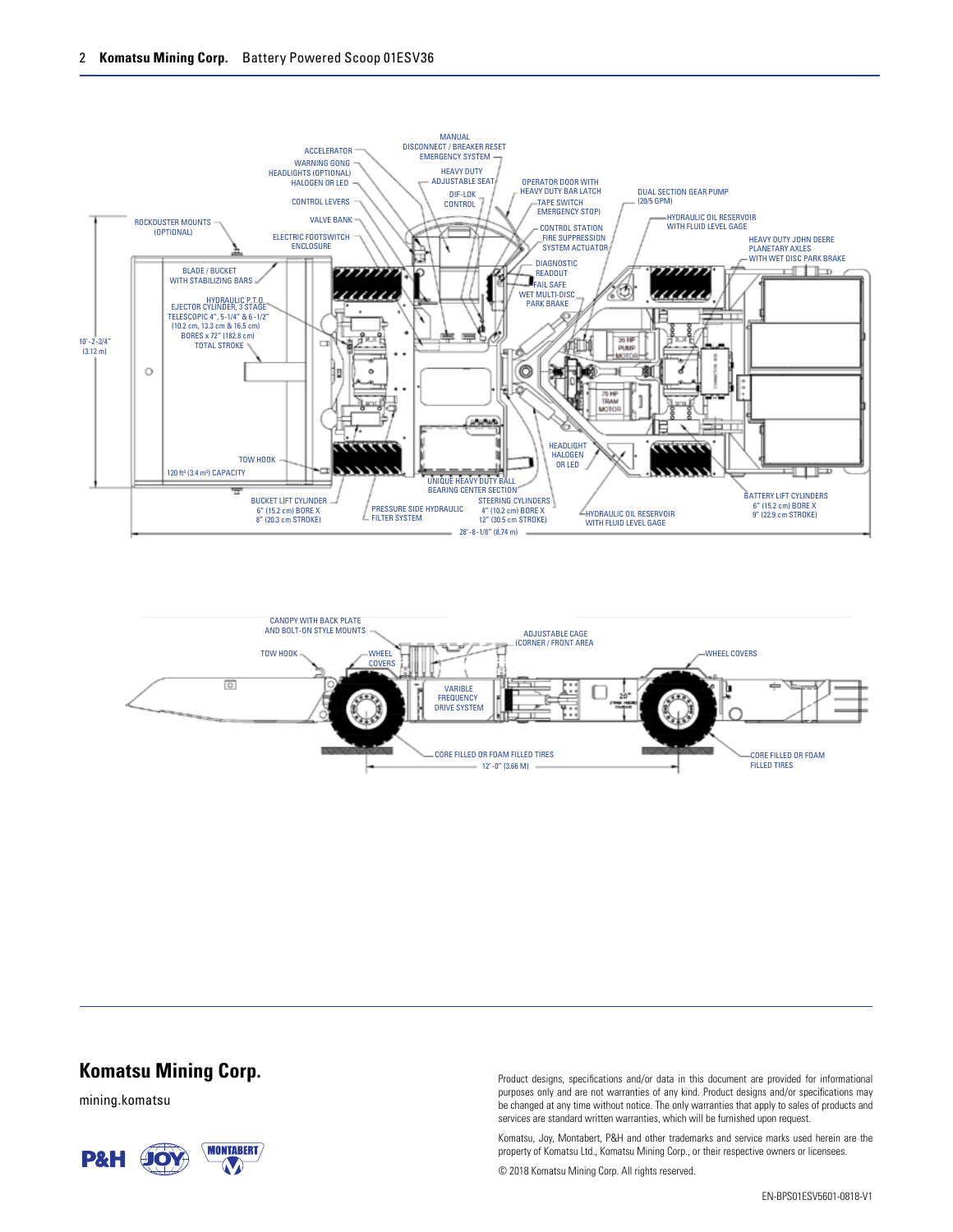MANUAL
DISCONNECT / BREAKER RESET
EMERGENCY SYSTEM

ACCELERATOR
WARNING GONG
HEADLIGHTS (OPTIONAL)
HALOGEN OR LED

HEAVY DUTY
ADJUSTABLE SEAT

DIF-LOK
CONTROL

OPERATOR DOOR WITH
HEAVY DUTY BAR LATCH

TAPE SWITCH
EMERGENCY STOP)

DUAL SECTION GEAR PUMP
(20/5 GPM)

CONTROL LEVERS

ROCKDUSTER MOUNTS
(OPTIONAL)

VALVE BANK

HYDRAULIC OIL RESERVOIR
WITH FLUID LEVEL GAGE

CONTROL STATION

ELECTRIC FOOTSWITCH
ENCLOSURE

FIRE SUPPRESSION
SYSTEM ACTUATOR

HEAVY DUTY JOHN DEERE
PLANETARY AXLES
WITH WET DISC PARK BRAKE

BLADE / BUCKET
WITH STABILIZING BARS

DIAGNOSTIC
READOUT

FAIL SAFE
WET MULTI-DISC
PARK BRAKE

HYDRAULIC P.T.O.
EJECTOR CYLINDER, 3 STAGE
TELESCOPIC 4", 5-1/4" & 6-1/2"
(10.2 cm, 13.3 cm & 16.5 cm)
BORES x 72" (182.8 cm)
TOTAL STROKE

10'-2-3/4"
(3.12 m)

35 HP
PUMP
MOTOR

75 HP
TRAM
MOTOR

TOW HOOK

HEADLIGHT
HALOGEN
OR LED

120 ft³ (3.4 m³) CAPACITY

UNIQUE HEAVY DUTY BALL
BEARING CENTER SECTION

BUCKET LIFT CYLINDER
6" (15.2 cm) BORE X
8" (20.3 cm STROKE)

PRESSURE SIDE HYDRAULIC
FILTER SYSTEM

STEERING CYLINDERS
4" (10.2 cm) BORE X
12" (30.5 cm STROKE)

HYDRAULIC OIL RESERVOIR
WITH FLUID LEVEL GAGE

BATTERY LIFT CYLINDERS
6" (15.2 cm) BORE X
9" (22.9 cm STROKE)

28'-8-1/8" (8.74 m)

CANOPY WITH BACK PLATE
AND BOLT-ON STYLE MOUNTS

ADJUSTABLE CAGE
(CORNER / FRONT AREA

TOW HOOK

WHEEL
COVERS

WHEEL COVERS

VARIBLE
FREQUENCY
DRIVE SYSTEM

20"

CORE FILLED OR FOAM FILLED TIRES

12'-0" (3.66 M)

CORE FILLED OR FOAM
FILLED TIRES

## Komatsu Mining Corp.

mining.komatsu

Product designs, specifications and/or data in this document are provided for informational purposes only and are not warranties of any kind. Product designs and/or specifications may be changed at any time without notice. The only warranties that apply to sales of products and services are standard written warranties, which will be furnished upon request.

Komatsu, Joy, Montabert, P&H and other trademarks and service marks used herein are the property of Komatsu Ltd., Komatsu Mining Corp., or their respective owners or licensees.

© 2018 Komatsu Mining Corp. All rights reserved.

EN-BPS01ESV5601-0818-V1